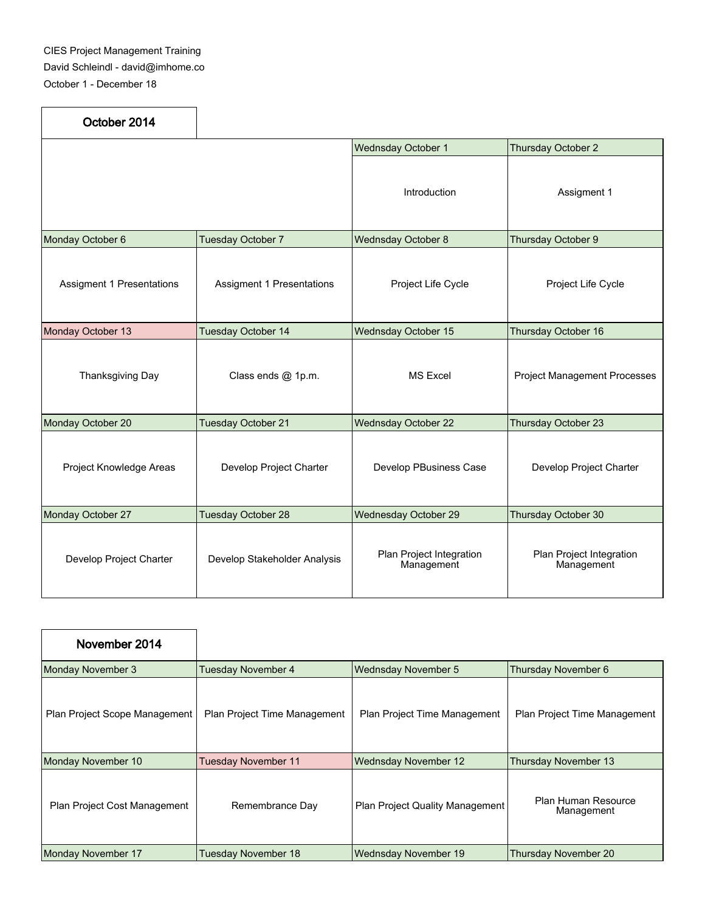CIES Project Management Training

David Schleindl - david@imhome.co

October 1 - December 18

## October 2014

| | | | |
|---|---|---|---|
| | | Wednsday October 1 | Thursday October 2 |
| | | Introduction | Assigment 1 |
| Monday October 6 | Tuesday October 7 | Wednsday October 8 | Thursday October 9 |
| Assigment 1 Presentations | Assigment 1 Presentations | Project Life Cycle | Project Life Cycle |
| Monday October 13 | Tuesday October 14 | Wednsday October 15 | Thursday October 16 |
| Thanksgiving Day | Class ends @ 1p.m. | MS Excel | Project Management Processes |
| Monday October 20 | Tuesday October 21 | Wednsday October 22 | Thursday October 23 |
| Project Knowledge Areas | Develop Project Charter | Develop PBusiness Case | Develop Project Charter |
| Monday October 27 | Tuesday October 28 | Wednesday October 29 | Thursday October 30 |
| Develop Project Charter | Develop Stakeholder Analysis | Plan Project Integration Management | Plan Project Integration Management |

## November 2014

| | | | |
|---|---|---|---|
| Monday November 3 | Tuesday November 4 | Wednsday November 5 | Thursday November 6 |
| Plan Project Scope Management | Plan Project Time Management | Plan Project Time Management | Plan Project Time Management |
| Monday November 10 | Tuesday November 11 | Wednsday November 12 | Thursday November 13 |
| Plan Project Cost Management | Remembrance Day | Plan Project Quality Management | Plan Human Resource Management |
| Monday November 17 | Tuesday November 18 | Wednsday November 19 | Thursday November 20 |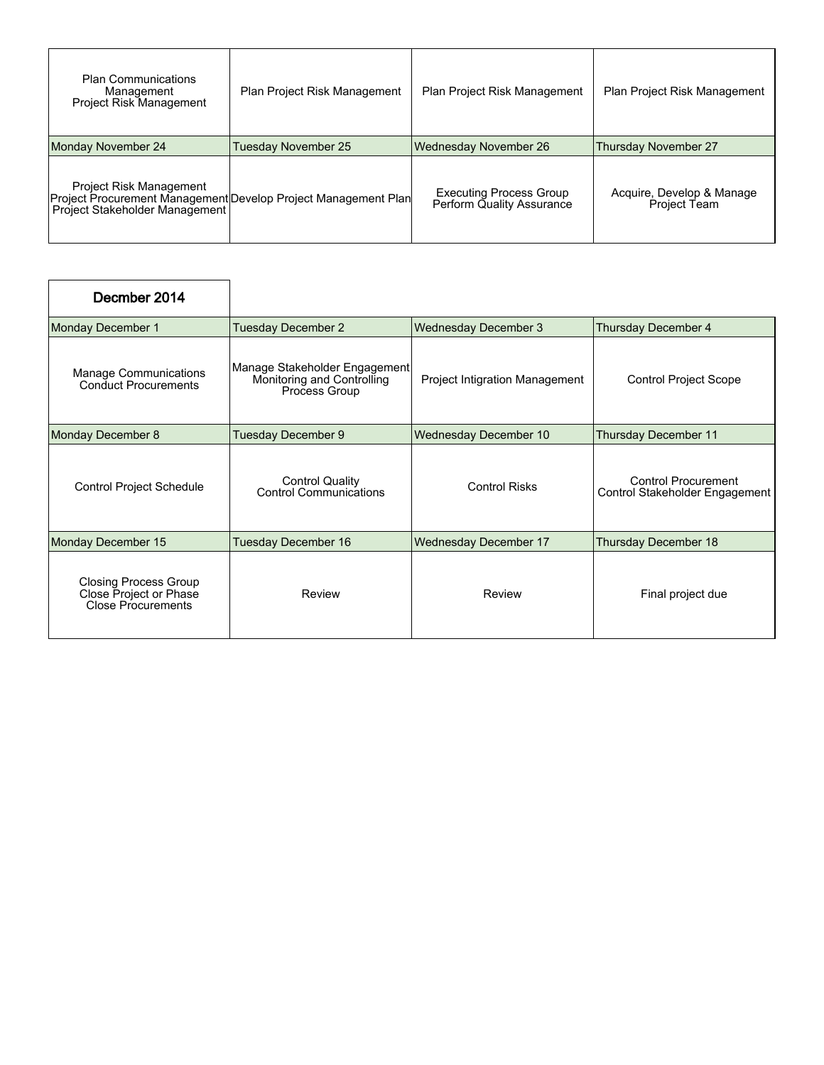| | | | |
|---|---|---|---|
| Plan Communications Management<br>Project Risk Management | Plan Project Risk Management | Plan Project Risk Management | Plan Project Risk Management |
| Monday November 24 | Tuesday November 25 | Wednesday November 26 | Thursday November 27 |
| Project Risk Management<br>Project Procurement Management<br>Project Stakeholder Management | Develop Project Management Plan | Executing Process Group<br>Perform Quality Assurance | Acquire, Develop & Manage Project Team |

## Decmber 2014

| Monday December 1 | Tuesday December 2 | Wednesday December 3 | Thursday December 4 |
|---|---|---|---|
| Manage Communications<br>Conduct Procurements | Manage Stakeholder Engagement<br>Monitoring and Controlling Process Group | Project Intigration Management | Control Project Scope |
| Monday December 8 | Tuesday December 9 | Wednesday December 10 | Thursday December 11 |
| Control Project Schedule | Control Quality<br>Control Communications | Control Risks | Control Procurement<br>Control Stakeholder Engagement |
| Monday December 15 | Tuesday December 16 | Wednesday December 17 | Thursday December 18 |
| Closing Process Group<br>Close Project or Phase<br>Close Procurements | Review | Review | Final project due |